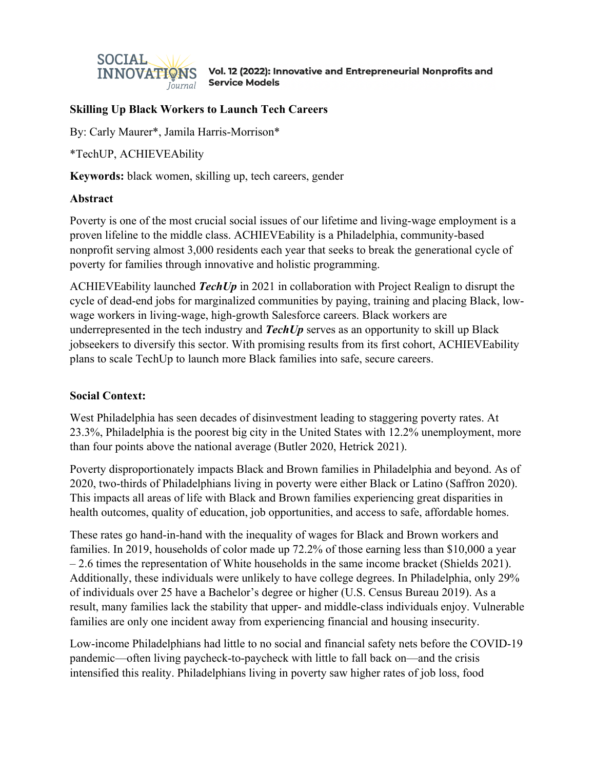**Skilling Up Black Workers to Launch Tech Careers**

By: Carly Maurer*, Jamila Harris-Morrison*

*TechUP, ACHIEVEAbility

**Keywords:** black women, skilling up, tech careers, gender

## Abstract

Poverty is one of the most crucial social issues of our lifetime and living-wage employment is a proven lifeline to the middle class. ACHIEVEability is a Philadelphia, community-based nonprofit serving almost 3,000 residents each year that seeks to break the generational cycle of poverty for families through innovative and holistic programming.

ACHIEVEability launched ***TechUp*** in 2021 in collaboration with Project Realign to disrupt the cycle of dead-end jobs for marginalized communities by paying, training and placing Black, low-wage workers in living-wage, high-growth Salesforce careers. Black workers are underrepresented in the tech industry and ***TechUp*** serves as an opportunity to skill up Black jobseekers to diversify this sector. With promising results from its first cohort, ACHIEVEability plans to scale TechUp to launch more Black families into safe, secure careers.

## Social Context:

West Philadelphia has seen decades of disinvestment leading to staggering poverty rates. At 23.3%, Philadelphia is the poorest big city in the United States with 12.2% unemployment, more than four points above the national average (Butler 2020, Hetrick 2021).

Poverty disproportionately impacts Black and Brown families in Philadelphia and beyond. As of 2020, two-thirds of Philadelphians living in poverty were either Black or Latino (Saffron 2020). This impacts all areas of life with Black and Brown families experiencing great disparities in health outcomes, quality of education, job opportunities, and access to safe, affordable homes.

These rates go hand-in-hand with the inequality of wages for Black and Brown workers and families. In 2019, households of color made up 72.2% of those earning less than $10,000 a year – 2.6 times the representation of White households in the same income bracket (Shields 2021). Additionally, these individuals were unlikely to have college degrees. In Philadelphia, only 29% of individuals over 25 have a Bachelor's degree or higher (U.S. Census Bureau 2019). As a result, many families lack the stability that upper- and middle-class individuals enjoy. Vulnerable families are only one incident away from experiencing financial and housing insecurity.

Low-income Philadelphians had little to no social and financial safety nets before the COVID-19 pandemic—often living paycheck-to-paycheck with little to fall back on—and the crisis intensified this reality. Philadelphians living in poverty saw higher rates of job loss, food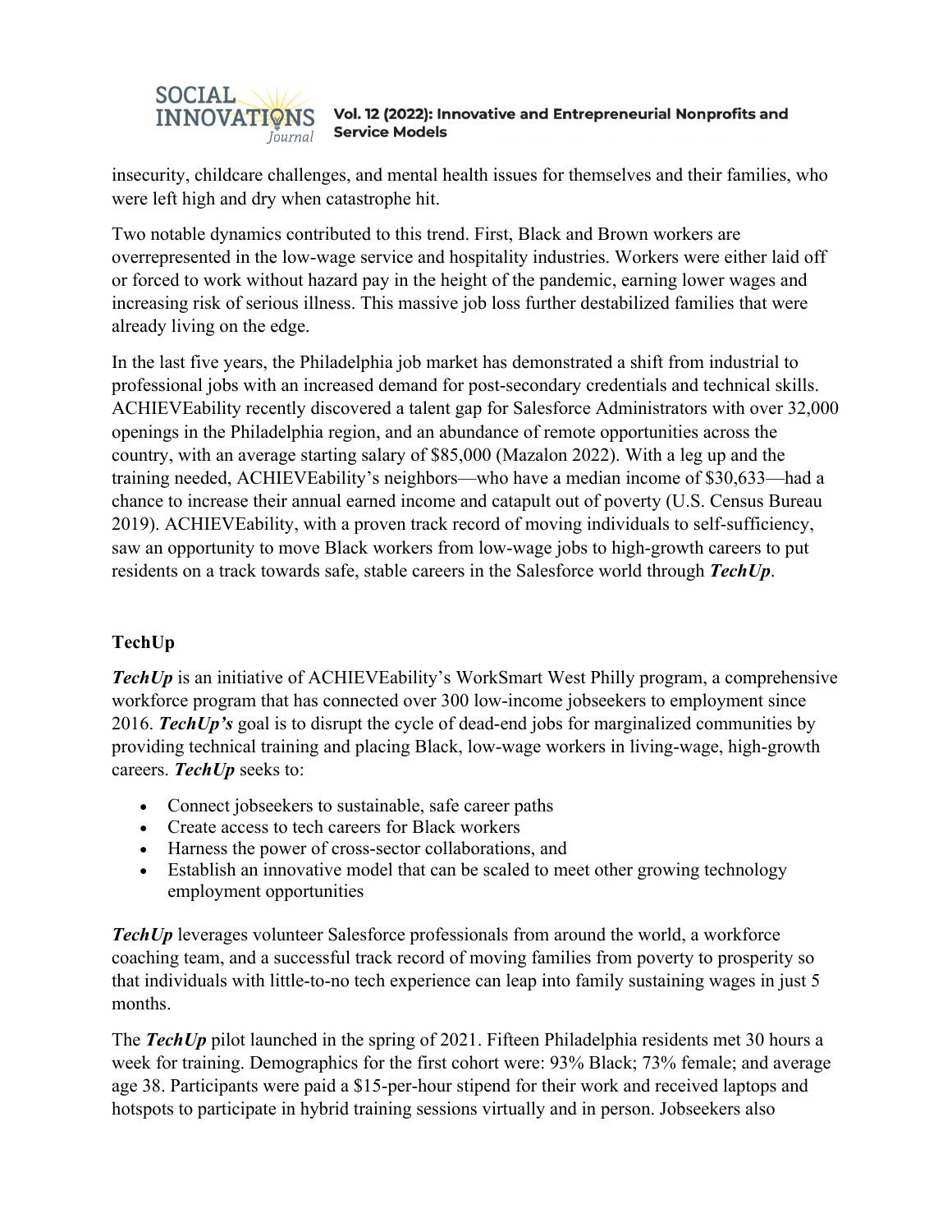insecurity, childcare challenges, and mental health issues for themselves and their families, who were left high and dry when catastrophe hit.

Two notable dynamics contributed to this trend. First, Black and Brown workers are overrepresented in the low-wage service and hospitality industries. Workers were either laid off or forced to work without hazard pay in the height of the pandemic, earning lower wages and increasing risk of serious illness. This massive job loss further destabilized families that were already living on the edge.

In the last five years, the Philadelphia job market has demonstrated a shift from industrial to professional jobs with an increased demand for post-secondary credentials and technical skills. ACHIEVEability recently discovered a talent gap for Salesforce Administrators with over 32,000 openings in the Philadelphia region, and an abundance of remote opportunities across the country, with an average starting salary of $85,000 (Mazalon 2022). With a leg up and the training needed, ACHIEVEability's neighbors—who have a median income of $30,633—had a chance to increase their annual earned income and catapult out of poverty (U.S. Census Bureau 2019). ACHIEVEability, with a proven track record of moving individuals to self-sufficiency, saw an opportunity to move Black workers from low-wage jobs to high-growth careers to put residents on a track towards safe, stable careers in the Salesforce world through ***TechUp***.

## TechUp

***TechUp*** is an initiative of ACHIEVEability's WorkSmart West Philly program, a comprehensive workforce program that has connected over 300 low-income jobseekers to employment since 2016. ***TechUp's*** goal is to disrupt the cycle of dead-end jobs for marginalized communities by providing technical training and placing Black, low-wage workers in living-wage, high-growth careers. ***TechUp*** seeks to:

- Connect jobseekers to sustainable, safe career paths
- Create access to tech careers for Black workers
- Harness the power of cross-sector collaborations, and
- Establish an innovative model that can be scaled to meet other growing technology employment opportunities

***TechUp*** leverages volunteer Salesforce professionals from around the world, a workforce coaching team, and a successful track record of moving families from poverty to prosperity so that individuals with little-to-no tech experience can leap into family sustaining wages in just 5 months.

The ***TechUp*** pilot launched in the spring of 2021. Fifteen Philadelphia residents met 30 hours a week for training. Demographics for the first cohort were: 93% Black; 73% female; and average age 38. Participants were paid a $15-per-hour stipend for their work and received laptops and hotspots to participate in hybrid training sessions virtually and in person. Jobseekers also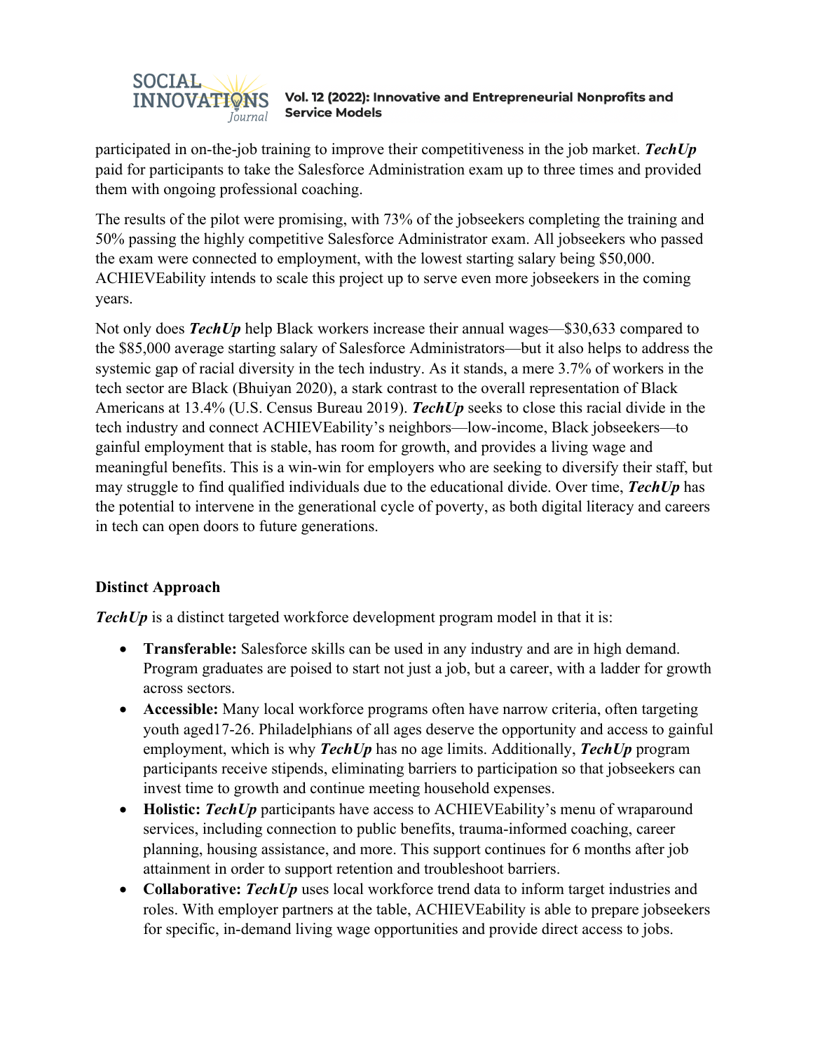participated in on-the-job training to improve their competitiveness in the job market. ***TechUp*** paid for participants to take the Salesforce Administration exam up to three times and provided them with ongoing professional coaching.

The results of the pilot were promising, with 73% of the jobseekers completing the training and 50% passing the highly competitive Salesforce Administrator exam. All jobseekers who passed the exam were connected to employment, with the lowest starting salary being $50,000. ACHIEVEability intends to scale this project up to serve even more jobseekers in the coming years.

Not only does ***TechUp*** help Black workers increase their annual wages—$30,633 compared to the $85,000 average starting salary of Salesforce Administrators—but it also helps to address the systemic gap of racial diversity in the tech industry. As it stands, a mere 3.7% of workers in the tech sector are Black (Bhuiyan 2020), a stark contrast to the overall representation of Black Americans at 13.4% (U.S. Census Bureau 2019). ***TechUp*** seeks to close this racial divide in the tech industry and connect ACHIEVEability's neighbors—low-income, Black jobseekers—to gainful employment that is stable, has room for growth, and provides a living wage and meaningful benefits. This is a win-win for employers who are seeking to diversify their staff, but may struggle to find qualified individuals due to the educational divide. Over time, ***TechUp*** has the potential to intervene in the generational cycle of poverty, as both digital literacy and careers in tech can open doors to future generations.

**Distinct Approach**

***TechUp*** is a distinct targeted workforce development program model in that it is:

- **Transferable:** Salesforce skills can be used in any industry and are in high demand. Program graduates are poised to start not just a job, but a career, with a ladder for growth across sectors.
- **Accessible:** Many local workforce programs often have narrow criteria, often targeting youth aged17-26. Philadelphians of all ages deserve the opportunity and access to gainful employment, which is why ***TechUp*** has no age limits. Additionally, ***TechUp*** program participants receive stipends, eliminating barriers to participation so that jobseekers can invest time to growth and continue meeting household expenses.
- **Holistic:** ***TechUp*** participants have access to ACHIEVEability's menu of wraparound services, including connection to public benefits, trauma-informed coaching, career planning, housing assistance, and more. This support continues for 6 months after job attainment in order to support retention and troubleshoot barriers.
- **Collaborative:** ***TechUp*** uses local workforce trend data to inform target industries and roles. With employer partners at the table, ACHIEVEability is able to prepare jobseekers for specific, in-demand living wage opportunities and provide direct access to jobs.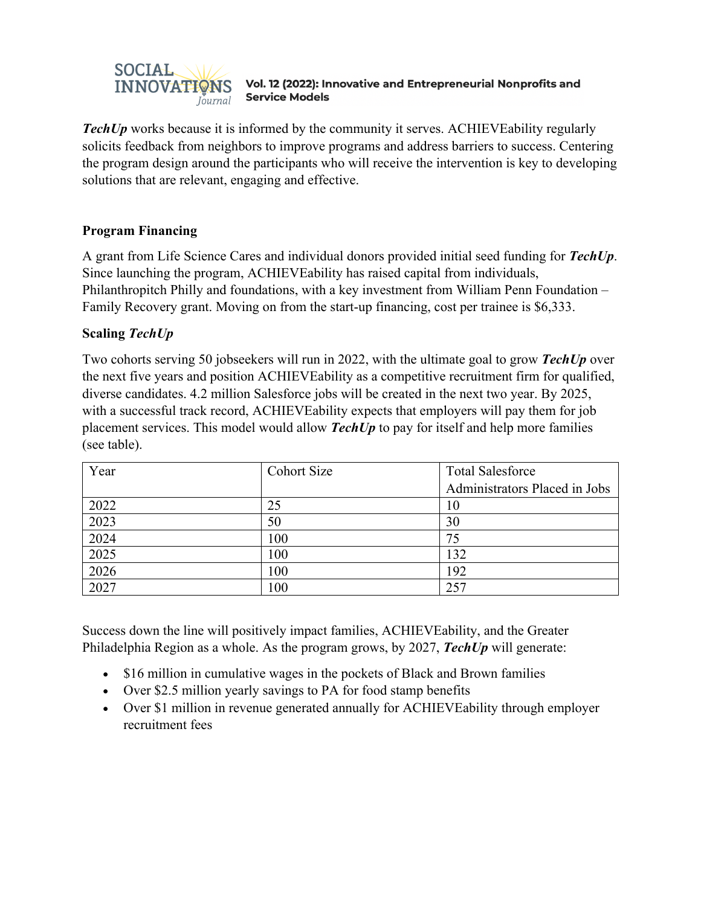***TechUp*** works because it is informed by the community it serves. ACHIEVEability regularly solicits feedback from neighbors to improve programs and address barriers to success. Centering the program design around the participants who will receive the intervention is key to developing solutions that are relevant, engaging and effective.

**Program Financing**

A grant from Life Science Cares and individual donors provided initial seed funding for ***TechUp***. Since launching the program, ACHIEVEability has raised capital from individuals, Philanthropitch Philly and foundations, with a key investment from William Penn Foundation – Family Recovery grant. Moving on from the start-up financing, cost per trainee is $6,333.

**Scaling *TechUp***

Two cohorts serving 50 jobseekers will run in 2022, with the ultimate goal to grow ***TechUp*** over the next five years and position ACHIEVEability as a competitive recruitment firm for qualified, diverse candidates. 4.2 million Salesforce jobs will be created in the next two year. By 2025, with a successful track record, ACHIEVEability expects that employers will pay them for job placement services. This model would allow ***TechUp*** to pay for itself and help more families (see table).

| Year | Cohort Size | Total Salesforce Administrators Placed in Jobs |
|---|---|---|
| 2022 | 25 | 10 |
| 2023 | 50 | 30 |
| 2024 | 100 | 75 |
| 2025 | 100 | 132 |
| 2026 | 100 | 192 |
| 2027 | 100 | 257 |

Success down the line will positively impact families, ACHIEVEability, and the Greater Philadelphia Region as a whole. As the program grows, by 2027, ***TechUp*** will generate:

- $16 million in cumulative wages in the pockets of Black and Brown families
- Over $2.5 million yearly savings to PA for food stamp benefits
- Over $1 million in revenue generated annually for ACHIEVEability through employer recruitment fees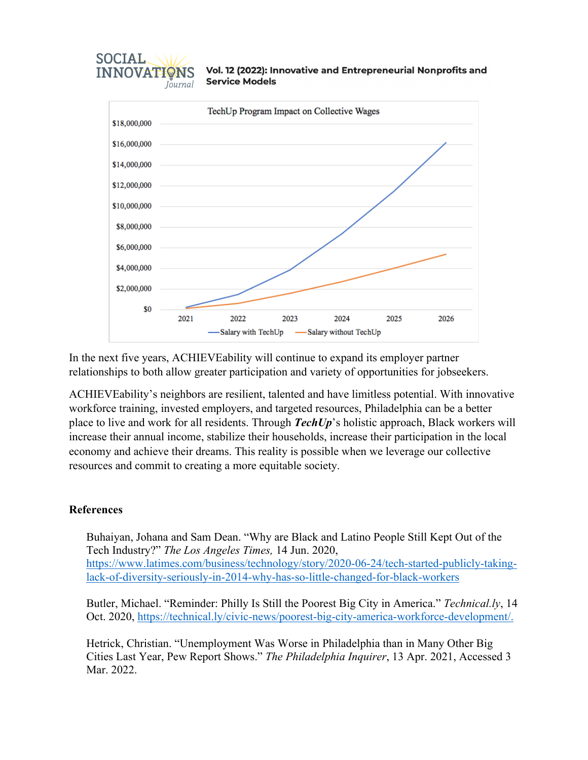In the next five years, ACHIEVEability will continue to expand its employer partner relationships to both allow greater participation and variety of opportunities for jobseekers.

ACHIEVEability's neighbors are resilient, talented and have limitless potential. With innovative workforce training, invested employers, and targeted resources, Philadelphia can be a better place to live and work for all residents. Through ***TechUp***'s holistic approach, Black workers will increase their annual income, stabilize their households, increase their participation in the local economy and achieve their dreams. This reality is possible when we leverage our collective resources and commit to creating a more equitable society.

**References**

Buhaiyan, Johana and Sam Dean. "Why are Black and Latino People Still Kept Out of the Tech Industry?" *The Los Angeles Times,* 14 Jun. 2020, https://www.latimes.com/business/technology/story/2020-06-24/tech-started-publicly-taking-lack-of-diversity-seriously-in-2014-why-has-so-little-changed-for-black-workers

Butler, Michael. "Reminder: Philly Is Still the Poorest Big City in America." *Technical.ly*, 14 Oct. 2020, https://technical.ly/civic-news/poorest-big-city-america-workforce-development/.

Hetrick, Christian. "Unemployment Was Worse in Philadelphia than in Many Other Big Cities Last Year, Pew Report Shows." *The Philadelphia Inquirer*, 13 Apr. 2021, Accessed 3 Mar. 2022.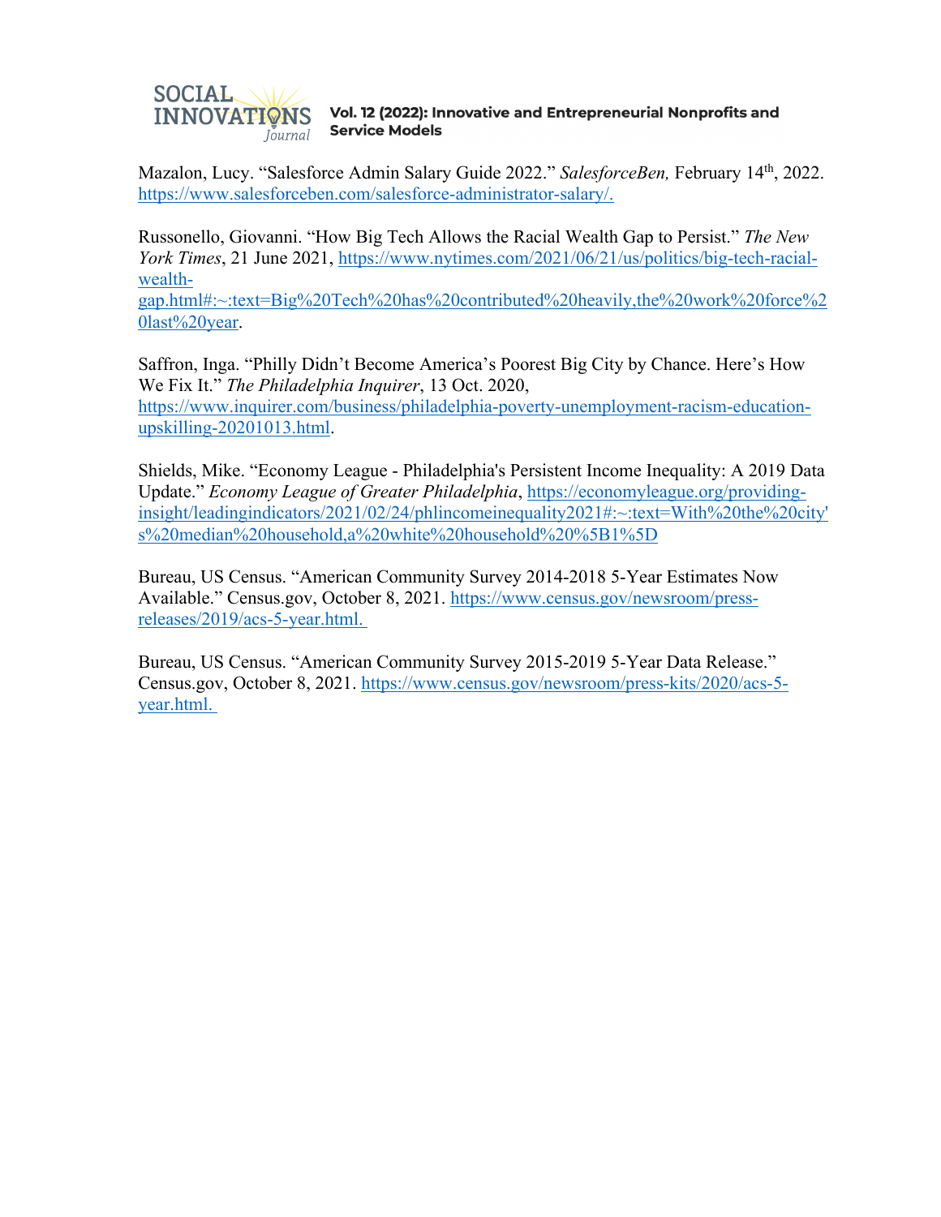Mazalon, Lucy. "Salesforce Admin Salary Guide 2022." *SalesforceBen,* February 14th, 2022. https://www.salesforceben.com/salesforce-administrator-salary/.

Russonello, Giovanni. "How Big Tech Allows the Racial Wealth Gap to Persist." *The New York Times*, 21 June 2021, https://www.nytimes.com/2021/06/21/us/politics/big-tech-racial-wealth-gap.html#:~:text=Big%20Tech%20has%20contributed%20heavily,the%20work%20force%20last%20year.

Saffron, Inga. "Philly Didn't Become America's Poorest Big City by Chance. Here's How We Fix It." *The Philadelphia Inquirer*, 13 Oct. 2020, https://www.inquirer.com/business/philadelphia-poverty-unemployment-racism-education-upskilling-20201013.html.

Shields, Mike. "Economy League - Philadelphia's Persistent Income Inequality: A 2019 Data Update." *Economy League of Greater Philadelphia*, https://economyleague.org/providing-insight/leadingindicators/2021/02/24/phlincomeinequality2021#:~:text=With%20the%20city's%20median%20household,a%20white%20household%20%5B1%5D

Bureau, US Census. "American Community Survey 2014-2018 5-Year Estimates Now Available." Census.gov, October 8, 2021. https://www.census.gov/newsroom/press-releases/2019/acs-5-year.html.

Bureau, US Census. "American Community Survey 2015-2019 5-Year Data Release." Census.gov, October 8, 2021. https://www.census.gov/newsroom/press-kits/2020/acs-5-year.html.